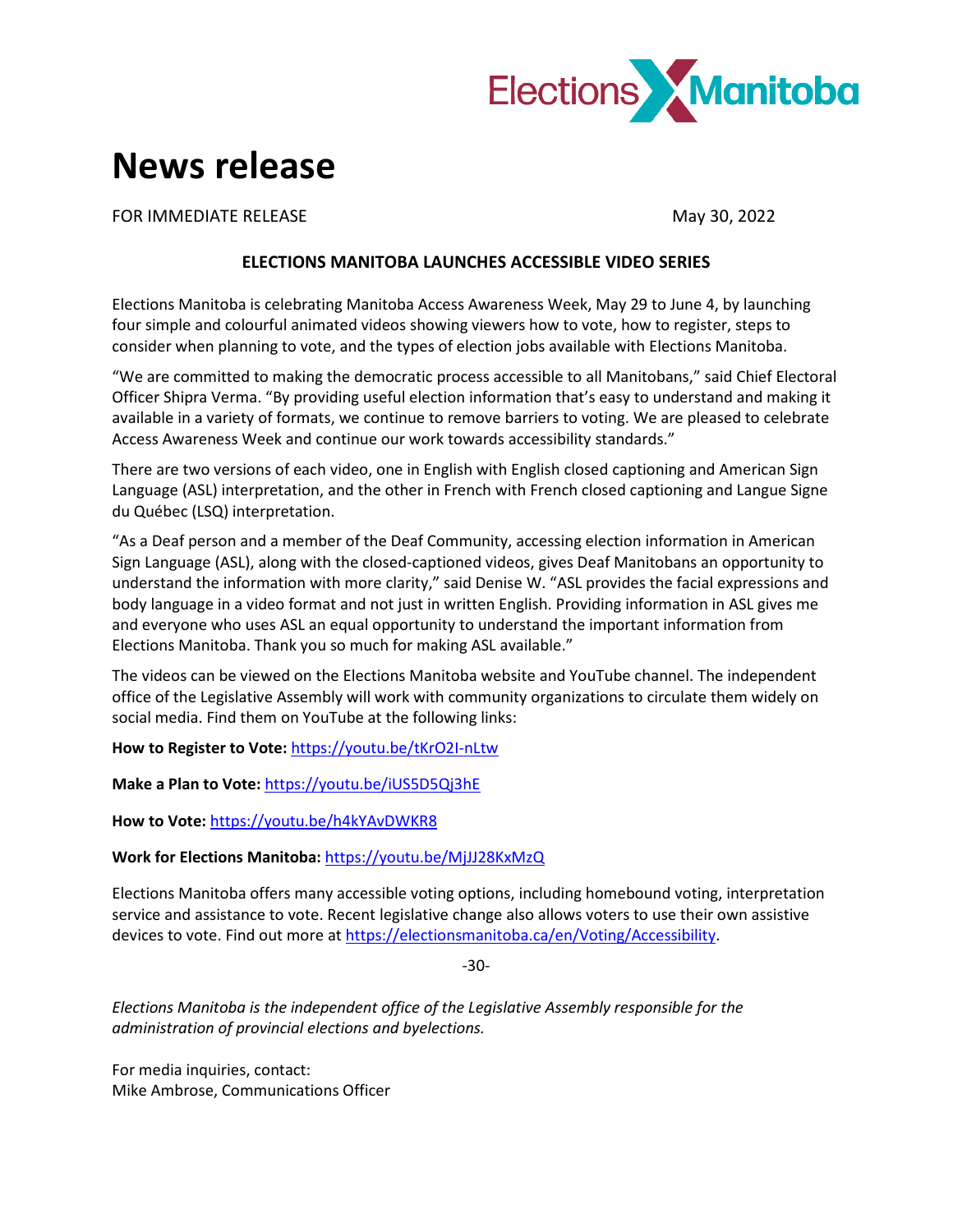Elections Manitoba

# News release

FOR IMMEDIATE RELEASE May 30, 2022

**ELECTIONS MANITOBA LAUNCHES ACCESSIBLE VIDEO SERIES**

Elections Manitoba is celebrating Manitoba Access Awareness Week, May 29 to June 4, by launching four simple and colourful animated videos showing viewers how to vote, how to register, steps to consider when planning to vote, and the types of election jobs available with Elections Manitoba.

"We are committed to making the democratic process accessible to all Manitobans," said Chief Electoral Officer Shipra Verma. "By providing useful election information that's easy to understand and making it available in a variety of formats, we continue to remove barriers to voting. We are pleased to celebrate Access Awareness Week and continue our work towards accessibility standards."

There are two versions of each video, one in English with English closed captioning and American Sign Language (ASL) interpretation, and the other in French with French closed captioning and Langue Signe du Québec (LSQ) interpretation.

"As a Deaf person and a member of the Deaf Community, accessing election information in American Sign Language (ASL), along with the closed-captioned videos, gives Deaf Manitobans an opportunity to understand the information with more clarity," said Denise W. "ASL provides the facial expressions and body language in a video format and not just in written English. Providing information in ASL gives me and everyone who uses ASL an equal opportunity to understand the important information from Elections Manitoba. Thank you so much for making ASL available."

The videos can be viewed on the Elections Manitoba website and YouTube channel. The independent office of the Legislative Assembly will work with community organizations to circulate them widely on social media. Find them on YouTube at the following links:

**How to Register to Vote:** https://youtu.be/tKrO2I-nLtw

**Make a Plan to Vote:** https://youtu.be/iUS5D5Qj3hE

**How to Vote:** https://youtu.be/h4kYAvDWKR8

**Work for Elections Manitoba:** https://youtu.be/MjJJ28KxMzQ

Elections Manitoba offers many accessible voting options, including homebound voting, interpretation service and assistance to vote. Recent legislative change also allows voters to use their own assistive devices to vote. Find out more at https://electionsmanitoba.ca/en/Voting/Accessibility.

-30-

*Elections Manitoba is the independent office of the Legislative Assembly responsible for the administration of provincial elections and byelections.*

For media inquiries, contact:
Mike Ambrose, Communications Officer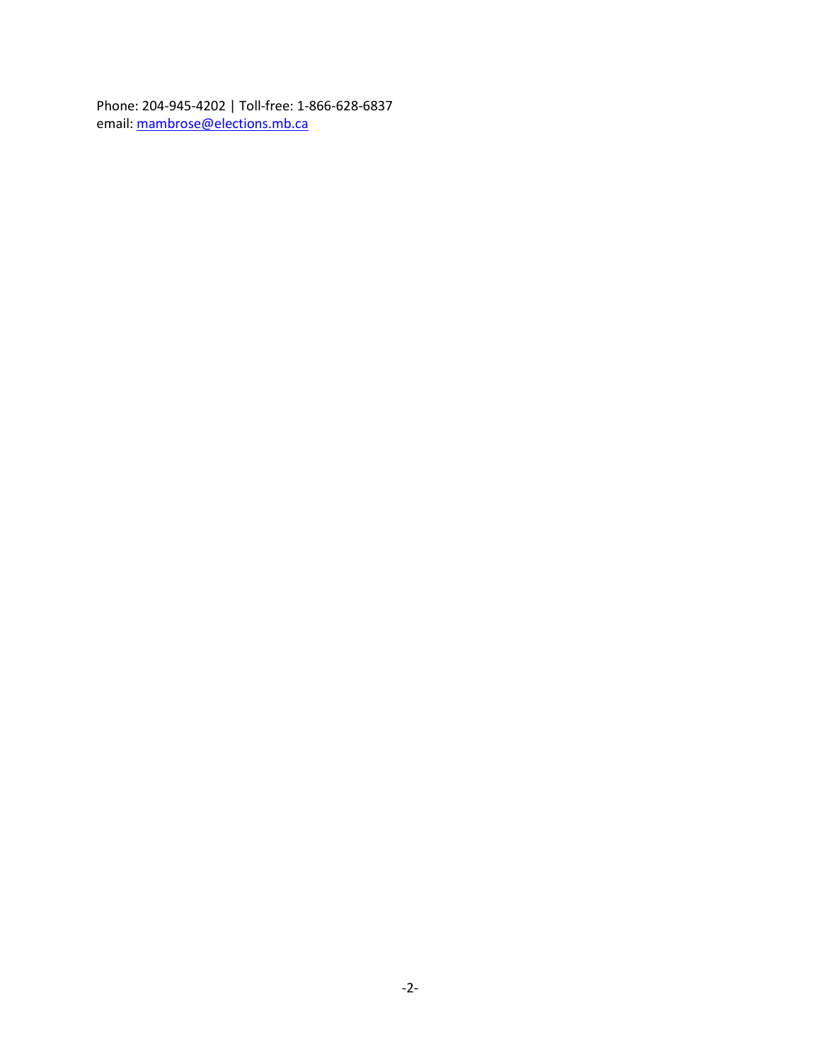Phone: 204-945-4202 | Toll-free: 1-866-628-6837
email: [mambrose@elections.mb.ca](mailto:mambrose@elections.mb.ca)